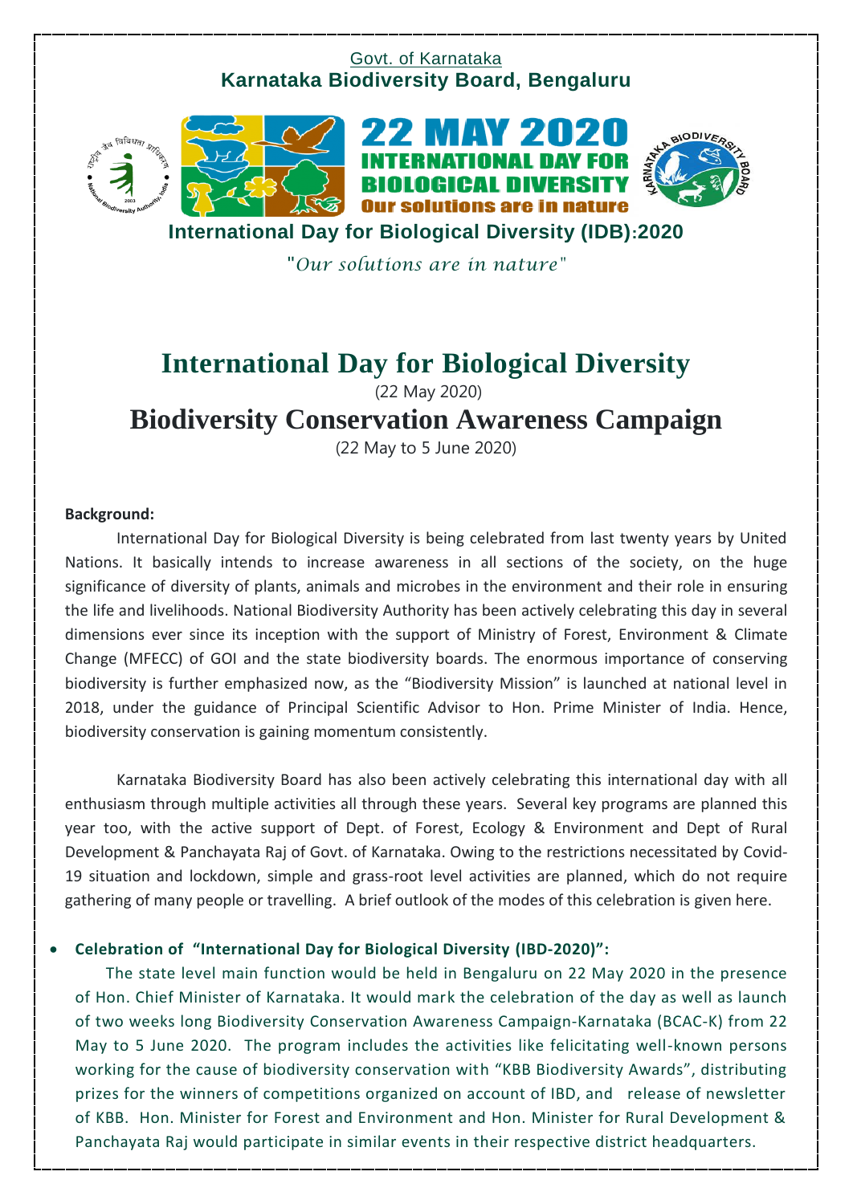Govt. of Karnataka

**Karnataka Biodiversity Board, Bengaluru**

**International Day for Biological Diversity (IDB):2020**

*"Our solutions are in nature"*

# International Day for Biological Diversity

(22 May 2020)

# Biodiversity Conservation Awareness Campaign

(22 May to 5 June 2020)

**Background:**

International Day for Biological Diversity is being celebrated from last twenty years by United Nations. It basically intends to increase awareness in all sections of the society, on the huge significance of diversity of plants, animals and microbes in the environment and their role in ensuring the life and livelihoods. National Biodiversity Authority has been actively celebrating this day in several dimensions ever since its inception with the support of Ministry of Forest, Environment & Climate Change (MFECC) of GOI and the state biodiversity boards. The enormous importance of conserving biodiversity is further emphasized now, as the "Biodiversity Mission" is launched at national level in 2018, under the guidance of Principal Scientific Advisor to Hon. Prime Minister of India. Hence, biodiversity conservation is gaining momentum consistently.

Karnataka Biodiversity Board has also been actively celebrating this international day with all enthusiasm through multiple activities all through these years. Several key programs are planned this year too, with the active support of Dept. of Forest, Ecology & Environment and Dept of Rural Development & Panchayata Raj of Govt. of Karnataka. Owing to the restrictions necessitated by Covid-19 situation and lockdown, simple and grass-root level activities are planned, which do not require gathering of many people or travelling. A brief outlook of the modes of this celebration is given here.

- **Celebration of "International Day for Biological Diversity (IBD-2020)":**

  The state level main function would be held in Bengaluru on 22 May 2020 in the presence of Hon. Chief Minister of Karnataka. It would mark the celebration of the day as well as launch of two weeks long Biodiversity Conservation Awareness Campaign-Karnataka (BCAC-K) from 22 May to 5 June 2020. The program includes the activities like felicitating well-known persons working for the cause of biodiversity conservation with "KBB Biodiversity Awards", distributing prizes for the winners of competitions organized on account of IBD, and release of newsletter of KBB. Hon. Minister for Forest and Environment and Hon. Minister for Rural Development & Panchayata Raj would participate in similar events in their respective district headquarters.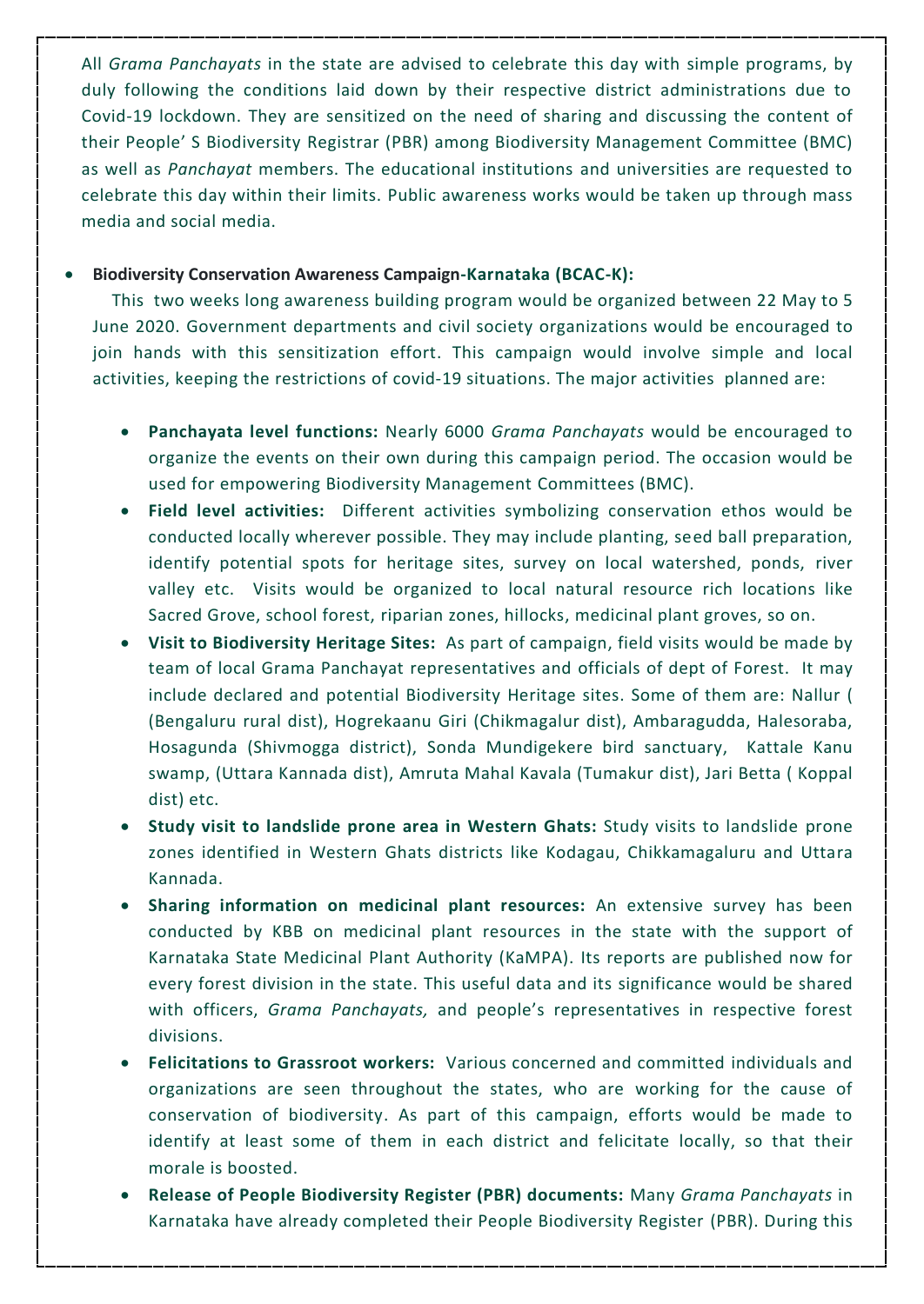All *Grama Panchayats* in the state are advised to celebrate this day with simple programs, by duly following the conditions laid down by their respective district administrations due to Covid-19 lockdown. They are sensitized on the need of sharing and discussing the content of their People' S Biodiversity Registrar (PBR) among Biodiversity Management Committee (BMC) as well as *Panchayat* members. The educational institutions and universities are requested to celebrate this day within their limits. Public awareness works would be taken up through mass media and social media.

- **Biodiversity Conservation Awareness Campaign-Karnataka (BCAC-K):**
  This two weeks long awareness building program would be organized between 22 May to 5 June 2020. Government departments and civil society organizations would be encouraged to join hands with this sensitization effort. This campaign would involve simple and local activities, keeping the restrictions of covid-19 situations. The major activities planned are:
  - **Panchayata level functions:** Nearly 6000 *Grama Panchayats* would be encouraged to organize the events on their own during this campaign period. The occasion would be used for empowering Biodiversity Management Committees (BMC).
  - **Field level activities:** Different activities symbolizing conservation ethos would be conducted locally wherever possible. They may include planting, seed ball preparation, identify potential spots for heritage sites, survey on local watershed, ponds, river valley etc. Visits would be organized to local natural resource rich locations like Sacred Grove, school forest, riparian zones, hillocks, medicinal plant groves, so on.
  - **Visit to Biodiversity Heritage Sites:** As part of campaign, field visits would be made by team of local Grama Panchayat representatives and officials of dept of Forest. It may include declared and potential Biodiversity Heritage sites. Some of them are: Nallur ( (Bengaluru rural dist), Hogrekaanu Giri (Chikmagalur dist), Ambaragudda, Halesoraba, Hosagunda (Shivmogga district), Sonda Mundigekere bird sanctuary, Kattale Kanu swamp, (Uttara Kannada dist), Amruta Mahal Kavala (Tumakur dist), Jari Betta ( Koppal dist) etc.
  - **Study visit to landslide prone area in Western Ghats:** Study visits to landslide prone zones identified in Western Ghats districts like Kodagau, Chikkamagaluru and Uttara Kannada.
  - **Sharing information on medicinal plant resources:** An extensive survey has been conducted by KBB on medicinal plant resources in the state with the support of Karnataka State Medicinal Plant Authority (KaMPA). Its reports are published now for every forest division in the state. This useful data and its significance would be shared with officers, *Grama Panchayats,* and people's representatives in respective forest divisions.
  - **Felicitations to Grassroot workers:** Various concerned and committed individuals and organizations are seen throughout the states, who are working for the cause of conservation of biodiversity. As part of this campaign, efforts would be made to identify at least some of them in each district and felicitate locally, so that their morale is boosted.
  - **Release of People Biodiversity Register (PBR) documents:** Many *Grama Panchayats* in Karnataka have already completed their People Biodiversity Register (PBR). During this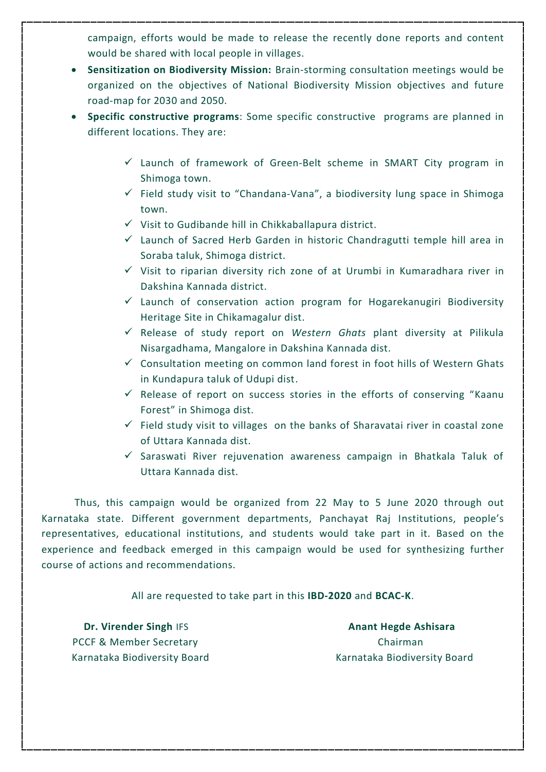campaign, efforts would be made to release the recently done reports and content would be shared with local people in villages.

- **Sensitization on Biodiversity Mission:** Brain-storming consultation meetings would be organized on the objectives of National Biodiversity Mission objectives and future road-map for 2030 and 2050.
- **Specific constructive programs**: Some specific constructive programs are planned in different locations. They are:
  - ✓ Launch of framework of Green-Belt scheme in SMART City program in Shimoga town.
  - ✓ Field study visit to "Chandana-Vana", a biodiversity lung space in Shimoga town.
  - ✓ Visit to Gudibande hill in Chikkaballapura district.
  - ✓ Launch of Sacred Herb Garden in historic Chandragutti temple hill area in Soraba taluk, Shimoga district.
  - ✓ Visit to riparian diversity rich zone of at Urumbi in Kumaradhara river in Dakshina Kannada district.
  - ✓ Launch of conservation action program for Hogarekanugiri Biodiversity Heritage Site in Chikamagalur dist.
  - ✓ Release of study report on *Western Ghats* plant diversity at Pilikula Nisargadhama, Mangalore in Dakshina Kannada dist.
  - ✓ Consultation meeting on common land forest in foot hills of Western Ghats in Kundapura taluk of Udupi dist.
  - ✓ Release of report on success stories in the efforts of conserving "Kaanu Forest" in Shimoga dist.
  - ✓ Field study visit to villages on the banks of Sharavatai river in coastal zone of Uttara Kannada dist.
  - ✓ Saraswati River rejuvenation awareness campaign in Bhatkala Taluk of Uttara Kannada dist.

Thus, this campaign would be organized from 22 May to 5 June 2020 through out Karnataka state. Different government departments, Panchayat Raj Institutions, people's representatives, educational institutions, and students would take part in it. Based on the experience and feedback emerged in this campaign would be used for synthesizing further course of actions and recommendations.

All are requested to take part in this **IBD-2020** and **BCAC-K**.

**Dr. Virender Singh** IFS
PCCF & Member Secretary
Karnataka Biodiversity Board

**Anant Hegde Ashisara**
Chairman
Karnataka Biodiversity Board